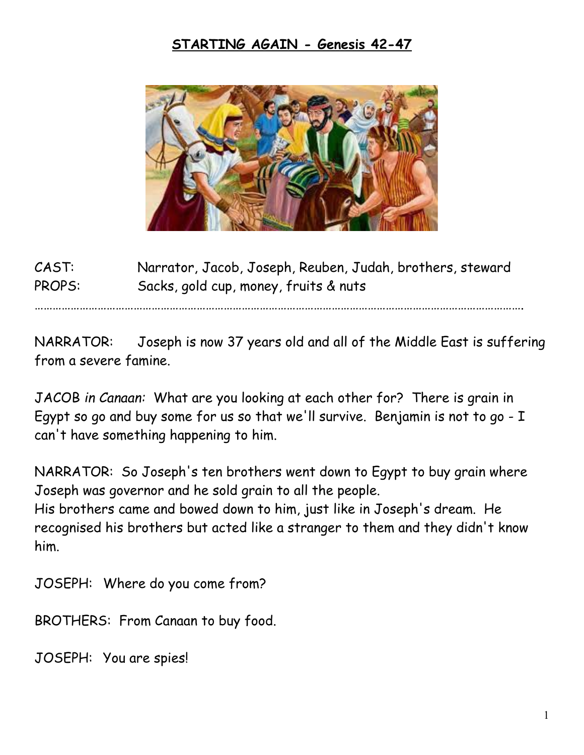# STARTING AGAIN - Genesis 42-47

CAST: Narrator, Jacob, Joseph, Reuben, Judah, brothers, steward
PROPS: Sacks, gold cup, money, fruits & nuts

……………………………………………………………………………………………………………………………………

NARRATOR: Joseph is now 37 years old and all of the Middle East is suffering from a severe famine.

JACOB *in Canaan:* What are you looking at each other for? There is grain in Egypt so go and buy some for us so that we'll survive. Benjamin is not to go - I can't have something happening to him.

NARRATOR: So Joseph's ten brothers went down to Egypt to buy grain where Joseph was governor and he sold grain to all the people.
His brothers came and bowed down to him, just like in Joseph's dream. He recognised his brothers but acted like a stranger to them and they didn't know him.

JOSEPH: Where do you come from?

BROTHERS: From Canaan to buy food.

JOSEPH: You are spies!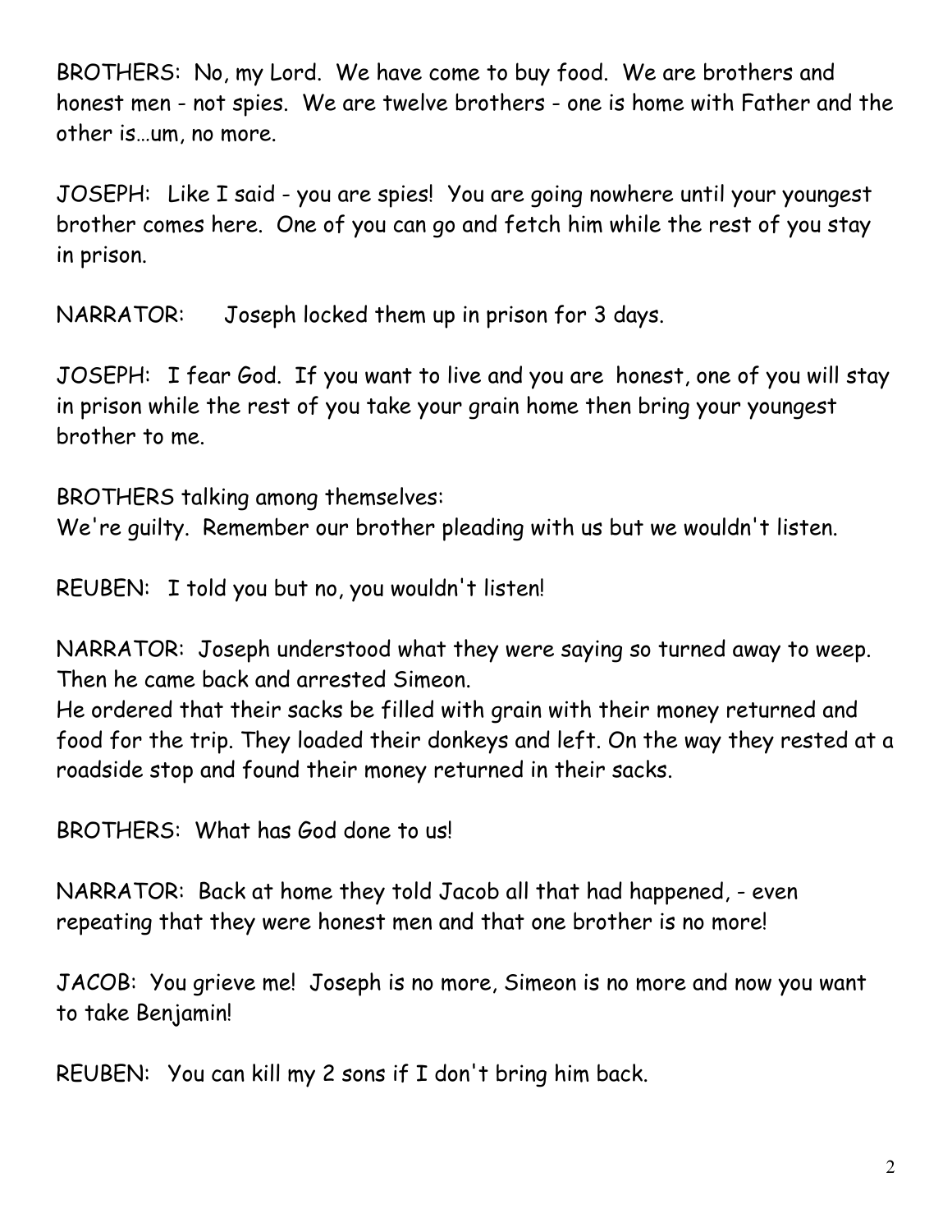BROTHERS: No, my Lord. We have come to buy food. We are brothers and honest men - not spies. We are twelve brothers - one is home with Father and the other is…um, no more.

JOSEPH: Like I said - you are spies! You are going nowhere until your youngest brother comes here. One of you can go and fetch him while the rest of you stay in prison.

NARRATOR: Joseph locked them up in prison for 3 days.

JOSEPH: I fear God. If you want to live and you are honest, one of you will stay in prison while the rest of you take your grain home then bring your youngest brother to me.

BROTHERS talking among themselves:
We're guilty. Remember our brother pleading with us but we wouldn't listen.

REUBEN: I told you but no, you wouldn't listen!

NARRATOR: Joseph understood what they were saying so turned away to weep. Then he came back and arrested Simeon.
He ordered that their sacks be filled with grain with their money returned and food for the trip. They loaded their donkeys and left. On the way they rested at a roadside stop and found their money returned in their sacks.

BROTHERS: What has God done to us!

NARRATOR: Back at home they told Jacob all that had happened, - even repeating that they were honest men and that one brother is no more!

JACOB: You grieve me! Joseph is no more, Simeon is no more and now you want to take Benjamin!

REUBEN: You can kill my 2 sons if I don't bring him back.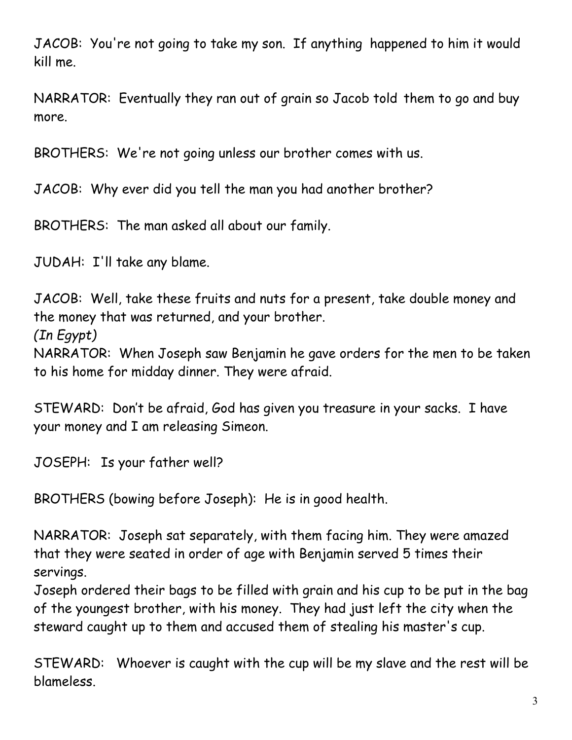JACOB: You're not going to take my son. If anything happened to him it would kill me.

NARRATOR: Eventually they ran out of grain so Jacob told them to go and buy more.

BROTHERS: We're not going unless our brother comes with us.

JACOB: Why ever did you tell the man you had another brother?

BROTHERS: The man asked all about our family.

JUDAH: I'll take any blame.

JACOB: Well, take these fruits and nuts for a present, take double money and the money that was returned, and your brother.

*(In Egypt)*

NARRATOR: When Joseph saw Benjamin he gave orders for the men to be taken to his home for midday dinner. They were afraid.

STEWARD: Don't be afraid, God has given you treasure in your sacks. I have your money and I am releasing Simeon.

JOSEPH: Is your father well?

BROTHERS (bowing before Joseph): He is in good health.

NARRATOR: Joseph sat separately, with them facing him. They were amazed that they were seated in order of age with Benjamin served 5 times their servings.

Joseph ordered their bags to be filled with grain and his cup to be put in the bag of the youngest brother, with his money. They had just left the city when the steward caught up to them and accused them of stealing his master's cup.

STEWARD: Whoever is caught with the cup will be my slave and the rest will be blameless.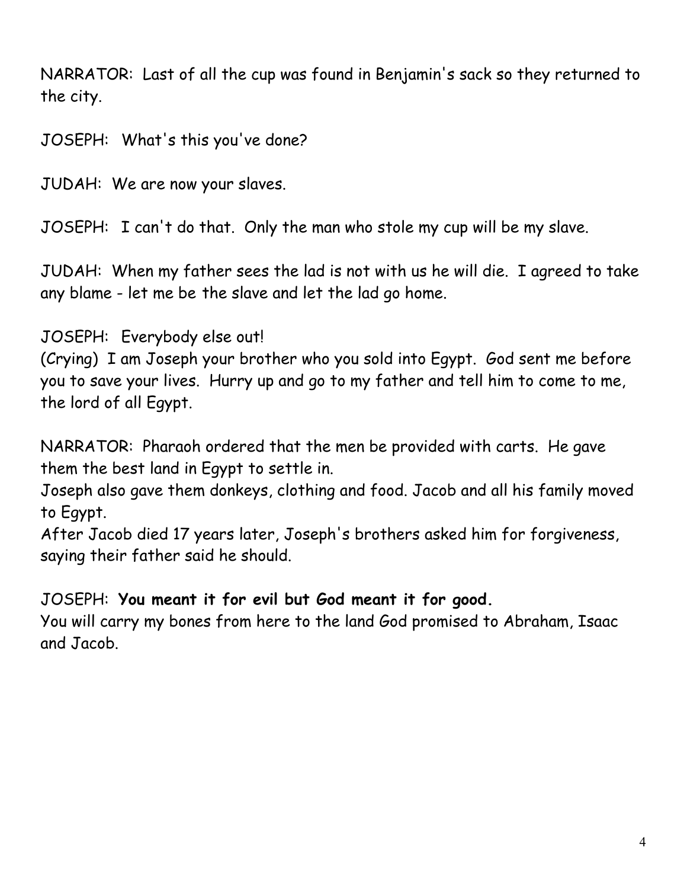NARRATOR: Last of all the cup was found in Benjamin's sack so they returned to the city.

JOSEPH: What's this you've done?

JUDAH: We are now your slaves.

JOSEPH: I can't do that. Only the man who stole my cup will be my slave.

JUDAH: When my father sees the lad is not with us he will die. I agreed to take any blame - let me be the slave and let the lad go home.

JOSEPH: Everybody else out!
(Crying) I am Joseph your brother who you sold into Egypt. God sent me before you to save your lives. Hurry up and go to my father and tell him to come to me, the lord of all Egypt.

NARRATOR: Pharaoh ordered that the men be provided with carts. He gave them the best land in Egypt to settle in.
Joseph also gave them donkeys, clothing and food. Jacob and all his family moved to Egypt.
After Jacob died 17 years later, Joseph's brothers asked him for forgiveness, saying their father said he should.

JOSEPH: **You meant it for evil but God meant it for good.**
You will carry my bones from here to the land God promised to Abraham, Isaac and Jacob.